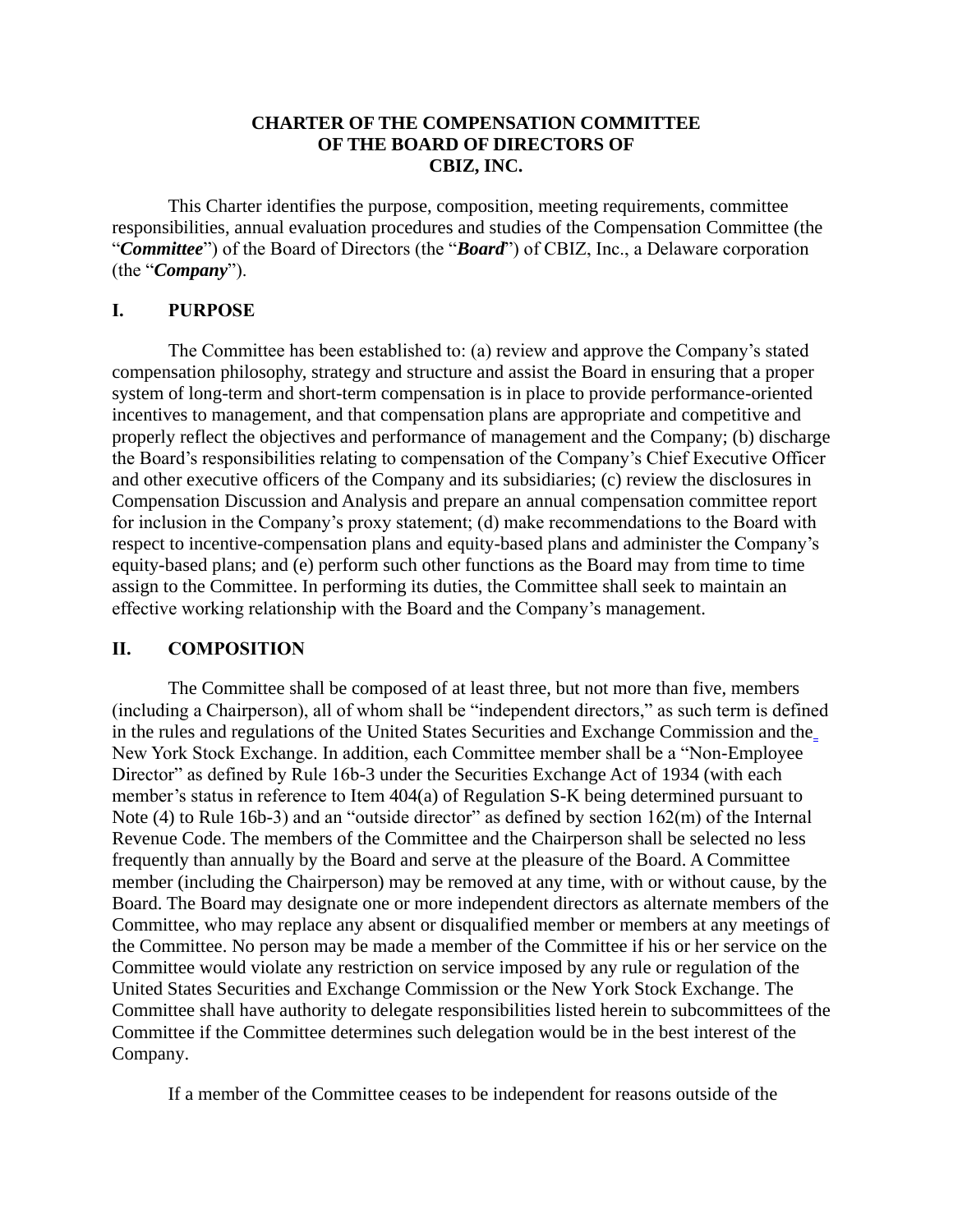# CHARTER OF THE COMPENSATION COMMITTEE OF THE BOARD OF DIRECTORS OF CBIZ, INC.

This Charter identifies the purpose, composition, meeting requirements, committee responsibilities, annual evaluation procedures and studies of the Compensation Committee (the "***Committee***") of the Board of Directors (the "***Board***") of CBIZ, Inc., a Delaware corporation (the "***Company***").

## I. PURPOSE

The Committee has been established to: (a) review and approve the Company's stated compensation philosophy, strategy and structure and assist the Board in ensuring that a proper system of long-term and short-term compensation is in place to provide performance-oriented incentives to management, and that compensation plans are appropriate and competitive and properly reflect the objectives and performance of management and the Company; (b) discharge the Board's responsibilities relating to compensation of the Company's Chief Executive Officer and other executive officers of the Company and its subsidiaries; (c) review the disclosures in Compensation Discussion and Analysis and prepare an annual compensation committee report for inclusion in the Company's proxy statement; (d) make recommendations to the Board with respect to incentive-compensation plans and equity-based plans and administer the Company's equity-based plans; and (e) perform such other functions as the Board may from time to time assign to the Committee. In performing its duties, the Committee shall seek to maintain an effective working relationship with the Board and the Company's management.

## II. COMPOSITION

The Committee shall be composed of at least three, but not more than five, members (including a Chairperson), all of whom shall be "independent directors," as such term is defined in the rules and regulations of the United States Securities and Exchange Commission and the New York Stock Exchange. In addition, each Committee member shall be a "Non-Employee Director" as defined by Rule 16b-3 under the Securities Exchange Act of 1934 (with each member's status in reference to Item 404(a) of Regulation S-K being determined pursuant to Note (4) to Rule 16b-3) and an "outside director" as defined by section 162(m) of the Internal Revenue Code. The members of the Committee and the Chairperson shall be selected no less frequently than annually by the Board and serve at the pleasure of the Board. A Committee member (including the Chairperson) may be removed at any time, with or without cause, by the Board. The Board may designate one or more independent directors as alternate members of the Committee, who may replace any absent or disqualified member or members at any meetings of the Committee. No person may be made a member of the Committee if his or her service on the Committee would violate any restriction on service imposed by any rule or regulation of the United States Securities and Exchange Commission or the New York Stock Exchange. The Committee shall have authority to delegate responsibilities listed herein to subcommittees of the Committee if the Committee determines such delegation would be in the best interest of the Company.

If a member of the Committee ceases to be independent for reasons outside of the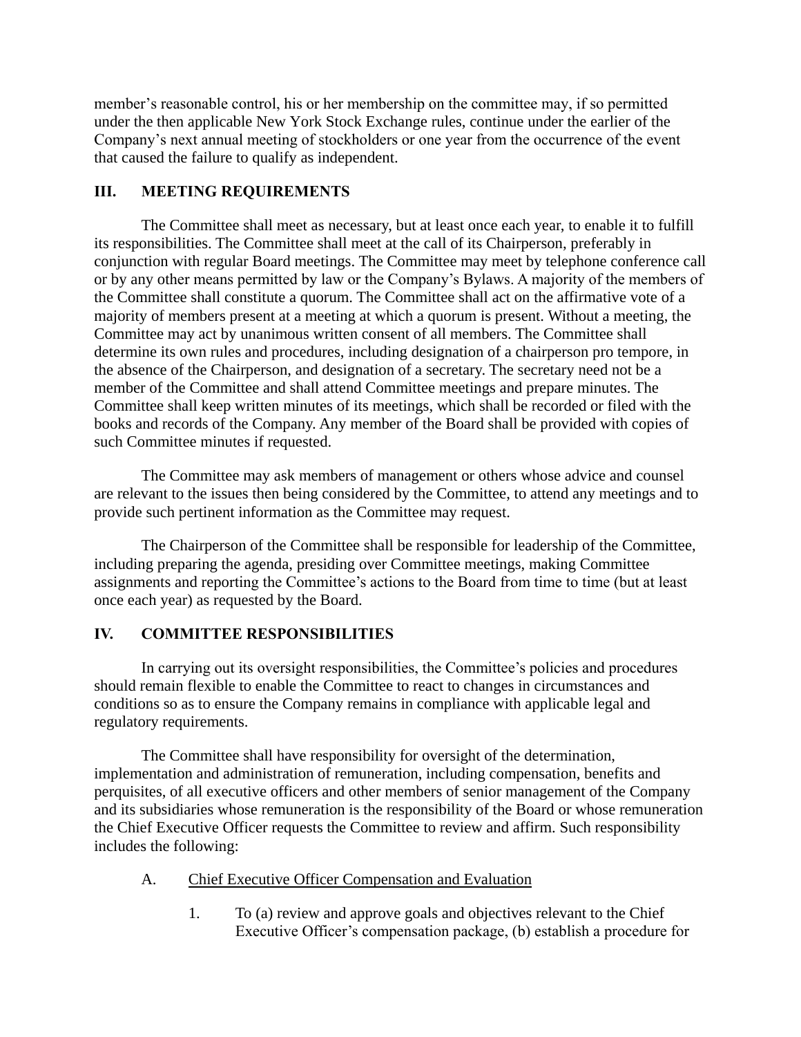member's reasonable control, his or her membership on the committee may, if so permitted under the then applicable New York Stock Exchange rules, continue under the earlier of the Company's next annual meeting of stockholders or one year from the occurrence of the event that caused the failure to qualify as independent.

## III. MEETING REQUIREMENTS

The Committee shall meet as necessary, but at least once each year, to enable it to fulfill its responsibilities. The Committee shall meet at the call of its Chairperson, preferably in conjunction with regular Board meetings. The Committee may meet by telephone conference call or by any other means permitted by law or the Company's Bylaws. A majority of the members of the Committee shall constitute a quorum. The Committee shall act on the affirmative vote of a majority of members present at a meeting at which a quorum is present. Without a meeting, the Committee may act by unanimous written consent of all members. The Committee shall determine its own rules and procedures, including designation of a chairperson pro tempore, in the absence of the Chairperson, and designation of a secretary. The secretary need not be a member of the Committee and shall attend Committee meetings and prepare minutes. The Committee shall keep written minutes of its meetings, which shall be recorded or filed with the books and records of the Company. Any member of the Board shall be provided with copies of such Committee minutes if requested.

The Committee may ask members of management or others whose advice and counsel are relevant to the issues then being considered by the Committee, to attend any meetings and to provide such pertinent information as the Committee may request.

The Chairperson of the Committee shall be responsible for leadership of the Committee, including preparing the agenda, presiding over Committee meetings, making Committee assignments and reporting the Committee's actions to the Board from time to time (but at least once each year) as requested by the Board.

## IV. COMMITTEE RESPONSIBILITIES

In carrying out its oversight responsibilities, the Committee's policies and procedures should remain flexible to enable the Committee to react to changes in circumstances and conditions so as to ensure the Company remains in compliance with applicable legal and regulatory requirements.

The Committee shall have responsibility for oversight of the determination, implementation and administration of remuneration, including compensation, benefits and perquisites, of all executive officers and other members of senior management of the Company and its subsidiaries whose remuneration is the responsibility of the Board or whose remuneration the Chief Executive Officer requests the Committee to review and affirm. Such responsibility includes the following:

A. Chief Executive Officer Compensation and Evaluation

1. To (a) review and approve goals and objectives relevant to the Chief Executive Officer's compensation package, (b) establish a procedure for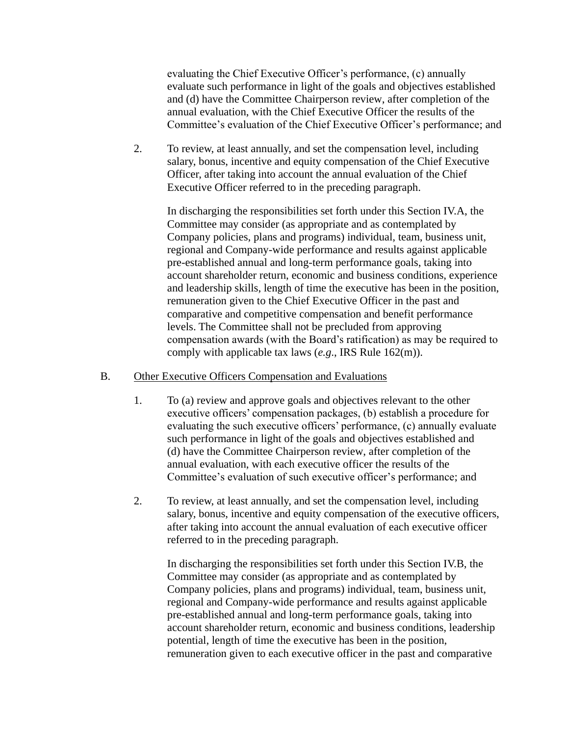evaluating the Chief Executive Officer's performance, (c) annually evaluate such performance in light of the goals and objectives established and (d) have the Committee Chairperson review, after completion of the annual evaluation, with the Chief Executive Officer the results of the Committee's evaluation of the Chief Executive Officer's performance; and

2. To review, at least annually, and set the compensation level, including salary, bonus, incentive and equity compensation of the Chief Executive Officer, after taking into account the annual evaluation of the Chief Executive Officer referred to in the preceding paragraph.

   In discharging the responsibilities set forth under this Section IV.A, the Committee may consider (as appropriate and as contemplated by Company policies, plans and programs) individual, team, business unit, regional and Company-wide performance and results against applicable pre-established annual and long-term performance goals, taking into account shareholder return, economic and business conditions, experience and leadership skills, length of time the executive has been in the position, remuneration given to the Chief Executive Officer in the past and comparative and competitive compensation and benefit performance levels. The Committee shall not be precluded from approving compensation awards (with the Board's ratification) as may be required to comply with applicable tax laws (*e.g.*, IRS Rule 162(m)).

B. <u>Other Executive Officers Compensation and Evaluations</u>

1. To (a) review and approve goals and objectives relevant to the other executive officers' compensation packages, (b) establish a procedure for evaluating the such executive officers' performance, (c) annually evaluate such performance in light of the goals and objectives established and (d) have the Committee Chairperson review, after completion of the annual evaluation, with each executive officer the results of the Committee's evaluation of such executive officer's performance; and

2. To review, at least annually, and set the compensation level, including salary, bonus, incentive and equity compensation of the executive officers, after taking into account the annual evaluation of each executive officer referred to in the preceding paragraph.

   In discharging the responsibilities set forth under this Section IV.B, the Committee may consider (as appropriate and as contemplated by Company policies, plans and programs) individual, team, business unit, regional and Company-wide performance and results against applicable pre-established annual and long-term performance goals, taking into account shareholder return, economic and business conditions, leadership potential, length of time the executive has been in the position, remuneration given to each executive officer in the past and comparative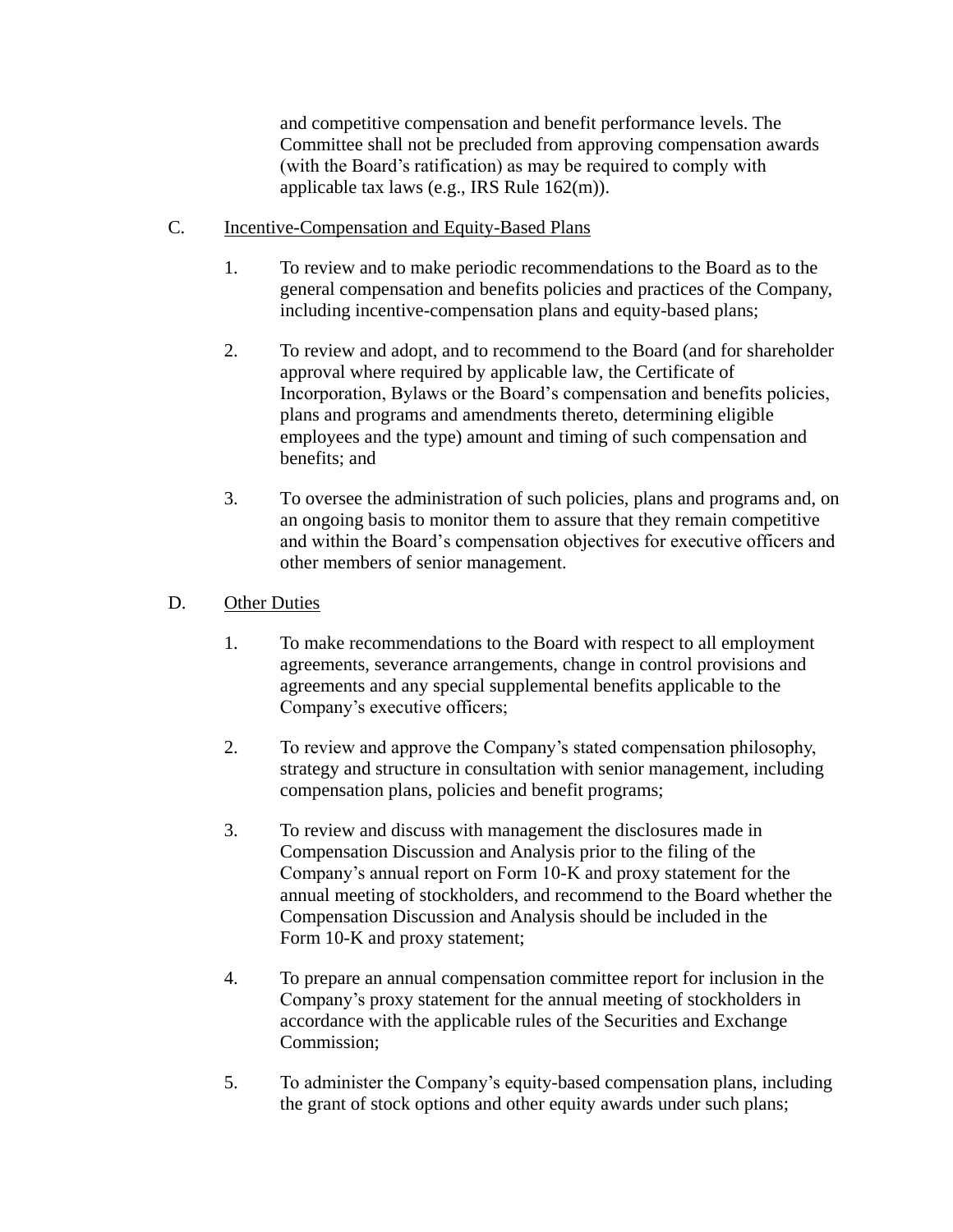and competitive compensation and benefit performance levels. The Committee shall not be precluded from approving compensation awards (with the Board's ratification) as may be required to comply with applicable tax laws (e.g., IRS Rule 162(m)).

C. <u>Incentive-Compensation and Equity-Based Plans</u>

1. To review and to make periodic recommendations to the Board as to the general compensation and benefits policies and practices of the Company, including incentive-compensation plans and equity-based plans;

2. To review and adopt, and to recommend to the Board (and for shareholder approval where required by applicable law, the Certificate of Incorporation, Bylaws or the Board's compensation and benefits policies, plans and programs and amendments thereto, determining eligible employees and the type) amount and timing of such compensation and benefits; and

3. To oversee the administration of such policies, plans and programs and, on an ongoing basis to monitor them to assure that they remain competitive and within the Board's compensation objectives for executive officers and other members of senior management.

D. <u>Other Duties</u>

1. To make recommendations to the Board with respect to all employment agreements, severance arrangements, change in control provisions and agreements and any special supplemental benefits applicable to the Company's executive officers;

2. To review and approve the Company's stated compensation philosophy, strategy and structure in consultation with senior management, including compensation plans, policies and benefit programs;

3. To review and discuss with management the disclosures made in Compensation Discussion and Analysis prior to the filing of the Company's annual report on Form 10-K and proxy statement for the annual meeting of stockholders, and recommend to the Board whether the Compensation Discussion and Analysis should be included in the Form 10-K and proxy statement;

4. To prepare an annual compensation committee report for inclusion in the Company's proxy statement for the annual meeting of stockholders in accordance with the applicable rules of the Securities and Exchange Commission;

5. To administer the Company's equity-based compensation plans, including the grant of stock options and other equity awards under such plans;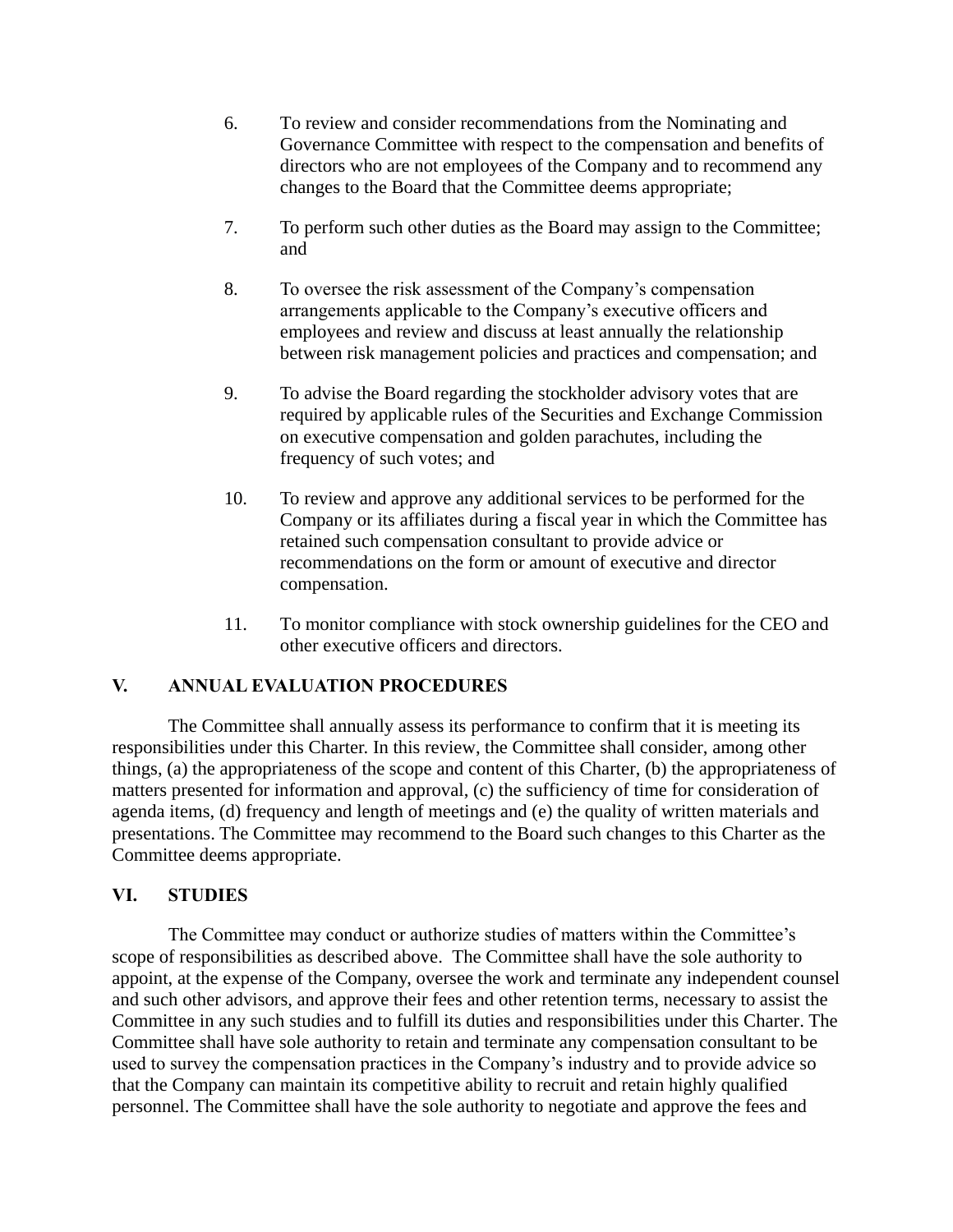6. To review and consider recommendations from the Nominating and Governance Committee with respect to the compensation and benefits of directors who are not employees of the Company and to recommend any changes to the Board that the Committee deems appropriate;

7. To perform such other duties as the Board may assign to the Committee; and

8. To oversee the risk assessment of the Company's compensation arrangements applicable to the Company's executive officers and employees and review and discuss at least annually the relationship between risk management policies and practices and compensation; and

9. To advise the Board regarding the stockholder advisory votes that are required by applicable rules of the Securities and Exchange Commission on executive compensation and golden parachutes, including the frequency of such votes; and

10. To review and approve any additional services to be performed for the Company or its affiliates during a fiscal year in which the Committee has retained such compensation consultant to provide advice or recommendations on the form or amount of executive and director compensation.

11. To monitor compliance with stock ownership guidelines for the CEO and other executive officers and directors.

## V. ANNUAL EVALUATION PROCEDURES

The Committee shall annually assess its performance to confirm that it is meeting its responsibilities under this Charter. In this review, the Committee shall consider, among other things, (a) the appropriateness of the scope and content of this Charter, (b) the appropriateness of matters presented for information and approval, (c) the sufficiency of time for consideration of agenda items, (d) frequency and length of meetings and (e) the quality of written materials and presentations. The Committee may recommend to the Board such changes to this Charter as the Committee deems appropriate.

## VI. STUDIES

The Committee may conduct or authorize studies of matters within the Committee's scope of responsibilities as described above. The Committee shall have the sole authority to appoint, at the expense of the Company, oversee the work and terminate any independent counsel and such other advisors, and approve their fees and other retention terms, necessary to assist the Committee in any such studies and to fulfill its duties and responsibilities under this Charter. The Committee shall have sole authority to retain and terminate any compensation consultant to be used to survey the compensation practices in the Company's industry and to provide advice so that the Company can maintain its competitive ability to recruit and retain highly qualified personnel. The Committee shall have the sole authority to negotiate and approve the fees and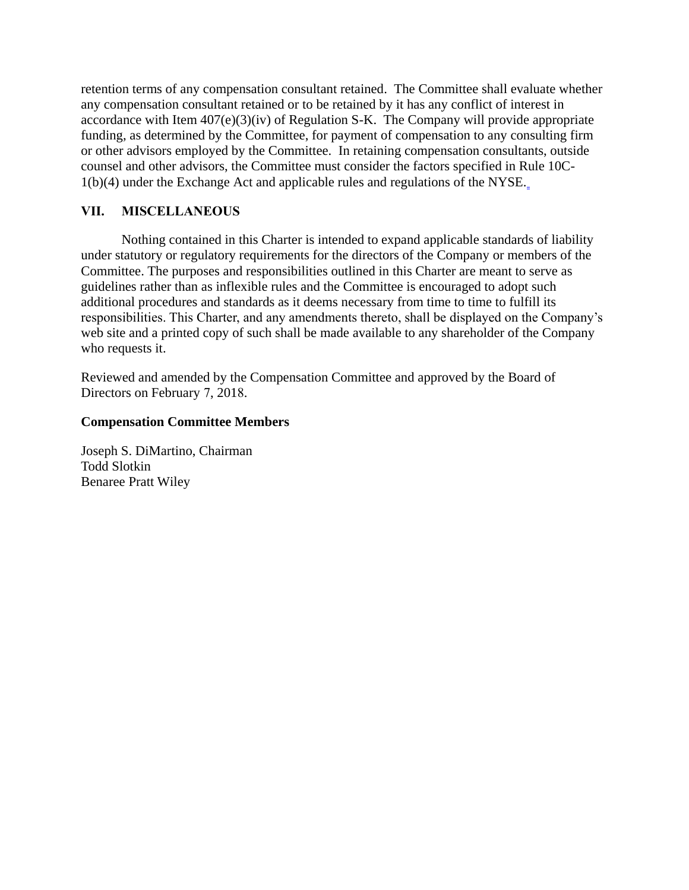retention terms of any compensation consultant retained. The Committee shall evaluate whether any compensation consultant retained or to be retained by it has any conflict of interest in accordance with Item 407(e)(3)(iv) of Regulation S-K. The Company will provide appropriate funding, as determined by the Committee, for payment of compensation to any consulting firm or other advisors employed by the Committee. In retaining compensation consultants, outside counsel and other advisors, the Committee must consider the factors specified in Rule 10C-1(b)(4) under the Exchange Act and applicable rules and regulations of the NYSE.

## VII. MISCELLANEOUS

Nothing contained in this Charter is intended to expand applicable standards of liability under statutory or regulatory requirements for the directors of the Company or members of the Committee. The purposes and responsibilities outlined in this Charter are meant to serve as guidelines rather than as inflexible rules and the Committee is encouraged to adopt such additional procedures and standards as it deems necessary from time to time to fulfill its responsibilities. This Charter, and any amendments thereto, shall be displayed on the Company's web site and a printed copy of such shall be made available to any shareholder of the Company who requests it.

Reviewed and amended by the Compensation Committee and approved by the Board of Directors on February 7, 2018.

**Compensation Committee Members**

Joseph S. DiMartino, Chairman
Todd Slotkin
Benaree Pratt Wiley